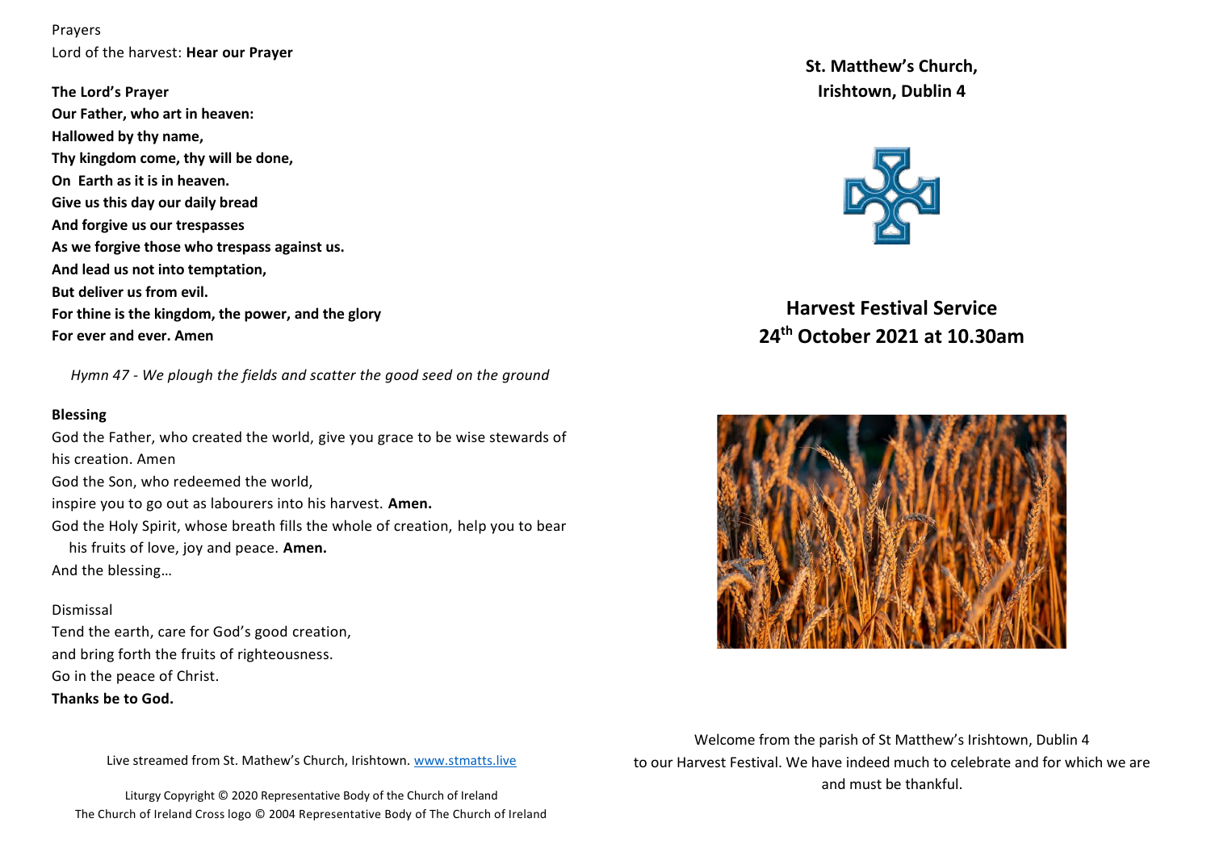Prayers
Lord of the harvest: **Hear our Prayer**

**The Lord's Prayer**
**Our Father, who art in heaven:**
**Hallowed by thy name,**
**Thy kingdom come, thy will be done,**
**On Earth as it is in heaven.**
**Give us this day our daily bread**
**And forgive us our trespasses**
**As we forgive those who trespass against us.**
**And lead us not into temptation,**
**But deliver us from evil.**
**For thine is the kingdom, the power, and the glory**
**For ever and ever. Amen**

*Hymn 47 - We plough the fields and scatter the good seed on the ground*

**Blessing**
God the Father, who created the world, give you grace to be wise stewards of his creation. Amen
God the Son, who redeemed the world,
inspire you to go out as labourers into his harvest. **Amen.**
God the Holy Spirit, whose breath fills the whole of creation, help you to bear his fruits of love, joy and peace. **Amen.**
And the blessing…

Dismissal
Tend the earth, care for God's good creation,
and bring forth the fruits of righteousness.
Go in the peace of Christ.
**Thanks be to God.**

Live streamed from St. Mathew's Church, Irishtown. [www.stmatts.live](http://www.stmatts.live)

Liturgy Copyright © 2020 Representative Body of the Church of Ireland
The Church of Ireland Cross logo © 2004 Representative Body of The Church of Ireland

## St. Matthew's Church, Irishtown, Dublin 4

# Harvest Festival Service
## 24th October 2021 at 10.30am

Welcome from the parish of St Matthew's Irishtown, Dublin 4 to our Harvest Festival. We have indeed much to celebrate and for which we are and must be thankful.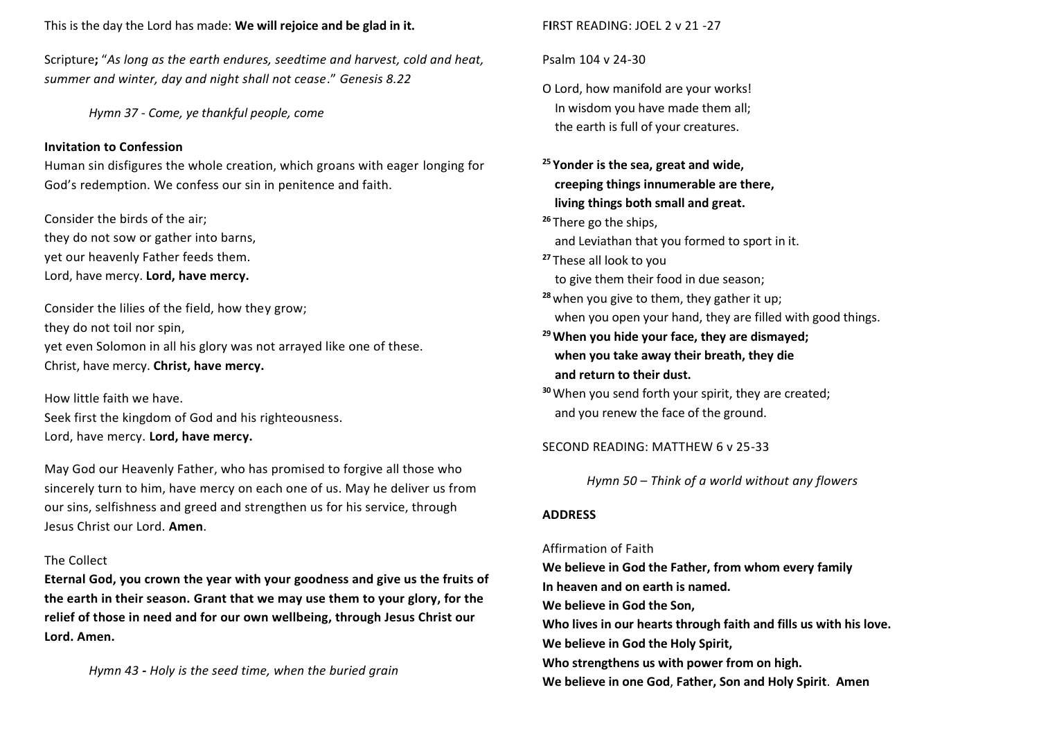This is the day the Lord has made: **We will rejoice and be glad in it.**

Scripture**;** "*As long as the earth endures, seedtime and harvest, cold and heat, summer and winter, day and night shall not cease*." *Genesis 8.22*

*Hymn 37 - Come, ye thankful people, come*

**Invitation to Confession**

Human sin disfigures the whole creation, which groans with eager longing for God's redemption. We confess our sin in penitence and faith.

Consider the birds of the air;
they do not sow or gather into barns,
yet our heavenly Father feeds them.
Lord, have mercy. **Lord, have mercy.**

Consider the lilies of the field, how they grow;
they do not toil nor spin,
yet even Solomon in all his glory was not arrayed like one of these.
Christ, have mercy. **Christ, have mercy.**

How little faith we have.
Seek first the kingdom of God and his righteousness.
Lord, have mercy. **Lord, have mercy.**

May God our Heavenly Father, who has promised to forgive all those who sincerely turn to him, have mercy on each one of us. May he deliver us from our sins, selfishness and greed and strengthen us for his service, through Jesus Christ our Lord. **Amen**.

The Collect

**Eternal God, you crown the year with your goodness and give us the fruits of the earth in their season. Grant that we may use them to your glory, for the relief of those in need and for our own wellbeing, through Jesus Christ our Lord. Amen.**

*Hymn 43 - Holy is the seed time, when the buried grain*

FIRST READING: JOEL 2 v 21 -27

Psalm 104 v 24-30

O Lord, how manifold are your works!
In wisdom you have made them all;
the earth is full of your creatures.

[25] **Yonder is the sea, great and wide,**
**creeping things innumerable are there,**
**living things both small and great.**

[26] There go the ships,
and Leviathan that you formed to sport in it.

[27] These all look to you
to give them their food in due season;

[28] when you give to them, they gather it up;
when you open your hand, they are filled with good things.

[29] **When you hide your face, they are dismayed;**
**when you take away their breath, they die**
**and return to their dust.**

[30] When you send forth your spirit, they are created;
and you renew the face of the ground.

SECOND READING: MATTHEW 6 v 25-33

*Hymn 50 – Think of a world without any flowers*

**ADDRESS**

Affirmation of Faith

**We believe in God the Father, from whom every family**
**In heaven and on earth is named.**
**We believe in God the Son,**
**Who lives in our hearts through faith and fills us with his love.**
**We believe in God the Holy Spirit,**
**Who strengthens us with power from on high.**
**We believe in one God**, **Father, Son and Holy Spirit**. **Amen**